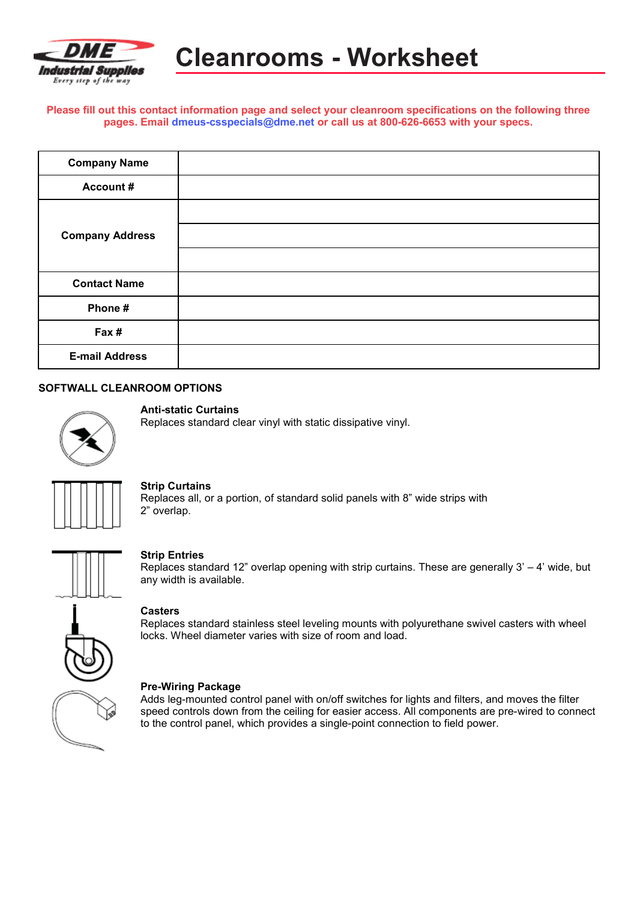# Cleanrooms - Worksheet

**Please fill out this contact information page and select your cleanroom specifications on the following three pages. Email dmeus-csspecials@dme.net or call us at 800-626-6653 with your specs.**

| **Company Name** | |
|---|---|
| **Account #** | |
| **Company Address** | |
| | |
| | |
| **Contact Name** | |
| **Phone #** | |
| **Fax #** | |
| **E-mail Address** | |

## SOFTWALL CLEANROOM OPTIONS

**Anti-static Curtains**
Replaces standard clear vinyl with static dissipative vinyl.

**Strip Curtains**
Replaces all, or a portion, of standard solid panels with 8" wide strips with 2" overlap.

**Strip Entries**
Replaces standard 12" overlap opening with strip curtains. These are generally 3' – 4' wide, but any width is available.

**Casters**
Replaces standard stainless steel leveling mounts with polyurethane swivel casters with wheel locks. Wheel diameter varies with size of room and load.

**Pre-Wiring Package**
Adds leg-mounted control panel with on/off switches for lights and filters, and moves the filter speed controls down from the ceiling for easier access. All components are pre-wired to connect to the control panel, which provides a single-point connection to field power.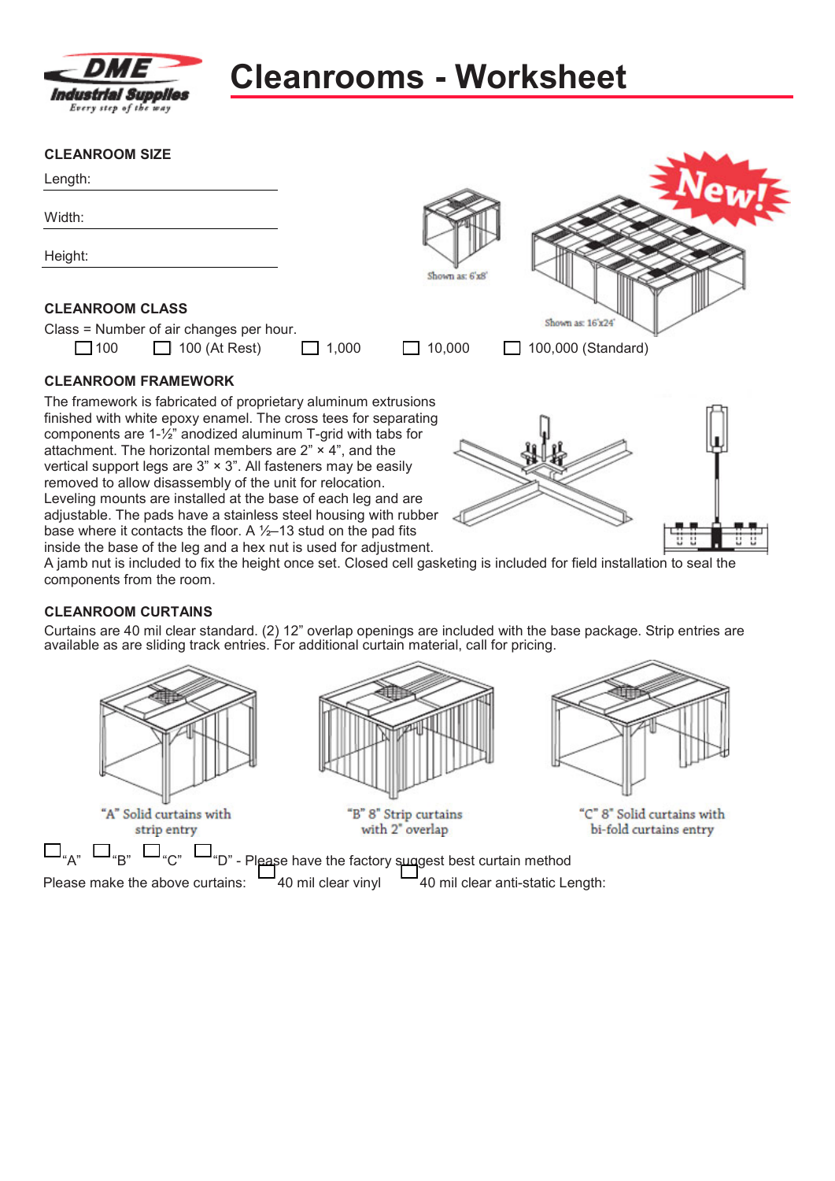# Cleanrooms - Worksheet

### CLEANROOM SIZE

Length: \_\_\_\_\_\_\_\_\_\_\_\_\_\_\_\_\_\_\_\_

Width: \_\_\_\_\_\_\_\_\_\_\_\_\_\_\_\_\_\_\_\_

Height: \_\_\_\_\_\_\_\_\_\_\_\_\_\_\_\_\_\_\_\_

Shown as: 6'x8'

New!

Shown as: 16'x24'

### CLEANROOM CLASS

Class = Number of air changes per hour.

☐ 100 ☐ 100 (At Rest) ☐ 1,000 ☐ 10,000 ☐ 100,000 (Standard)

### CLEANROOM FRAMEWORK

The framework is fabricated of proprietary aluminum extrusions finished with white epoxy enamel. The cross tees for separating components are 1-½" anodized aluminum T-grid with tabs for attachment. The horizontal members are 2" × 4", and the vertical support legs are 3" × 3". All fasteners may be easily removed to allow disassembly of the unit for relocation. Leveling mounts are installed at the base of each leg and are adjustable. The pads have a stainless steel housing with rubber base where it contacts the floor. A ½–13 stud on the pad fits inside the base of the leg and a hex nut is used for adjustment. A jamb nut is included to fix the height once set. Closed cell gasketing is included for field installation to seal the components from the room.

### CLEANROOM CURTAINS

Curtains are 40 mil clear standard. (2) 12" overlap openings are included with the base package. Strip entries are available as are sliding track entries. For additional curtain material, call for pricing.

"A" Solid curtains with strip entry

"B" 8" Strip curtains with 2" overlap

"C" 8" Solid curtains with bi-fold curtains entry

☐ "A" ☐ "B" ☐ "C" ☐ "D" - Please have the factory suggest best curtain method

Please make the above curtains: ☐ 40 mil clear vinyl ☐ 40 mil clear anti-static Length: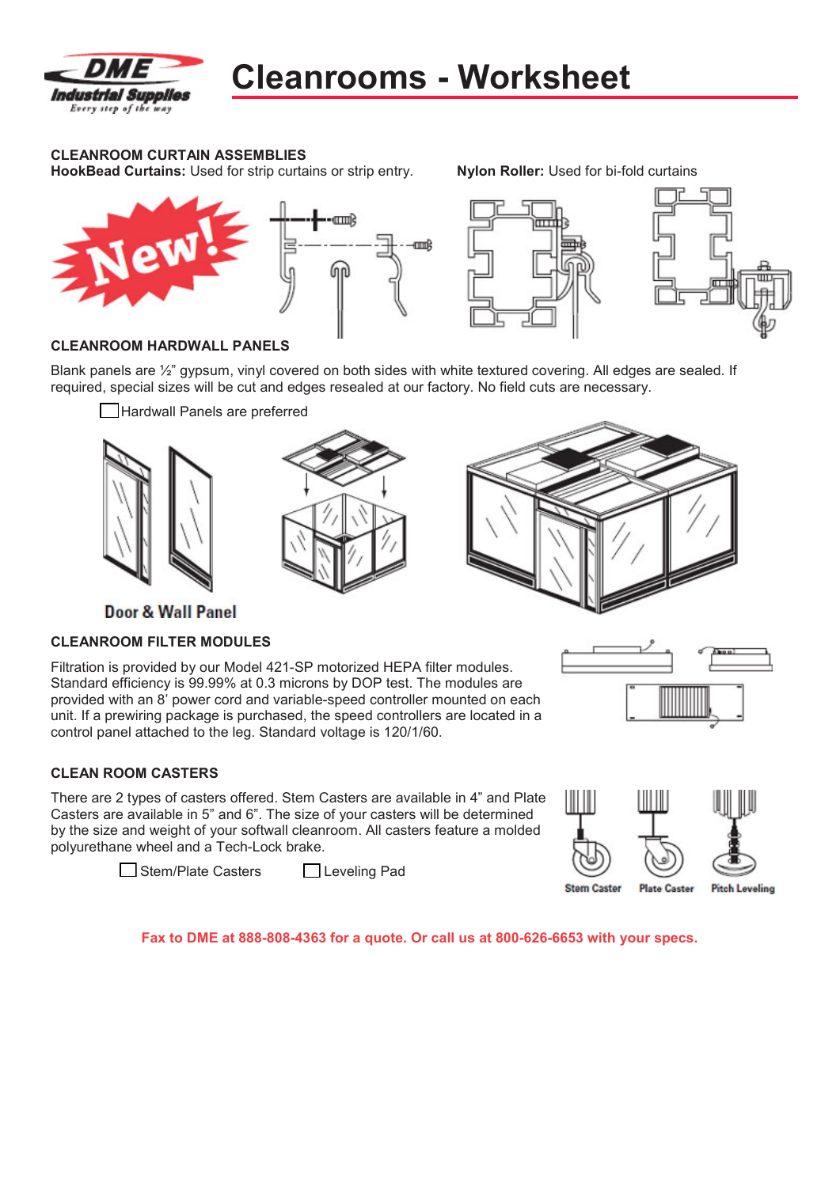# Cleanrooms - Worksheet

## CLEANROOM CURTAIN ASSEMBLIES

**HookBead Curtains:** Used for strip curtains or strip entry.

**Nylon Roller:** Used for bi-fold curtains

## CLEANROOM HARDWALL PANELS

Blank panels are ½" gypsum, vinyl covered on both sides with white textured covering. All edges are sealed. If required, special sizes will be cut and edges resealed at our factory. No field cuts are necessary.

☐ Hardwall Panels are preferred

Door & Wall Panel

## CLEANROOM FILTER MODULES

Filtration is provided by our Model 421-SP motorized HEPA filter modules. Standard efficiency is 99.99% at 0.3 microns by DOP test. The modules are provided with an 8' power cord and variable-speed controller mounted on each unit. If a prewiring package is purchased, the speed controllers are located in a control panel attached to the leg. Standard voltage is 120/1/60.

## CLEAN ROOM CASTERS

There are 2 types of casters offered. Stem Casters are available in 4" and Plate Casters are available in 5" and 6". The size of your casters will be determined by the size and weight of your softwall cleanroom. All casters feature a molded polyurethane wheel and a Tech-Lock brake.

☐ Stem/Plate Casters ☐ Leveling Pad

Stem Caster — Plate Caster — Pitch Leveling

**Fax to DME at 888-808-4363 for a quote. Or call us at 800-626-6653 with your specs.**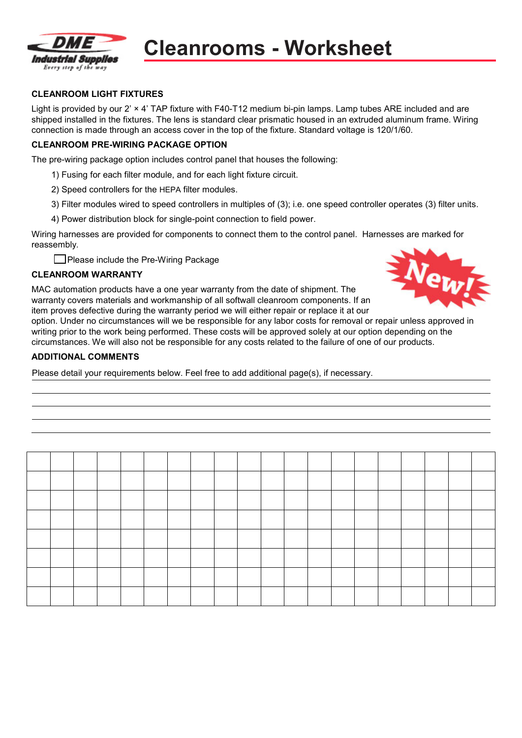# Cleanrooms - Worksheet

### CLEANROOM LIGHT FIXTURES

Light is provided by our 2' × 4' TAP fixture with F40-T12 medium bi-pin lamps. Lamp tubes ARE included and are shipped installed in the fixtures. The lens is standard clear prismatic housed in an extruded aluminum frame. Wiring connection is made through an access cover in the top of the fixture. Standard voltage is 120/1/60.

### CLEANROOM PRE-WIRING PACKAGE OPTION

The pre-wiring package option includes control panel that houses the following:

1) Fusing for each filter module, and for each light fixture circuit.
2) Speed controllers for the HEPA filter modules.
3) Filter modules wired to speed controllers in multiples of (3); i.e. one speed controller operates (3) filter units.
4) Power distribution block for single-point connection to field power.

Wiring harnesses are provided for components to connect them to the control panel. Harnesses are marked for reassembly.

☐ Please include the Pre-Wiring Package

### CLEANROOM WARRANTY

New!

MAC automation products have a one year warranty from the date of shipment. The warranty covers materials and workmanship of all softwall cleanroom components. If an item proves defective during the warranty period we will either repair or replace it at our option. Under no circumstances will we be responsible for any labor costs for removal or repair unless approved in writing prior to the work being performed. These costs will be approved solely at our option depending on the circumstances. We will also not be responsible for any costs related to the failure of one of our products.

### ADDITIONAL COMMENTS

Please detail your requirements below. Feel free to add additional page(s), if necessary.

| | | | | | | | | | | | | | | | | | | | |
|---|---|---|---|---|---|---|---|---|---|---|---|---|---|---|---|---|---|---|---|
| | | | | | | | | | | | | | | | | | | | |
| | | | | | | | | | | | | | | | | | | | |
| | | | | | | | | | | | | | | | | | | | |
| | | | | | | | | | | | | | | | | | | | |
| | | | | | | | | | | | | | | | | | | | |
| | | | | | | | | | | | | | | | | | | | |
| | | | | | | | | | | | | | | | | | | | |